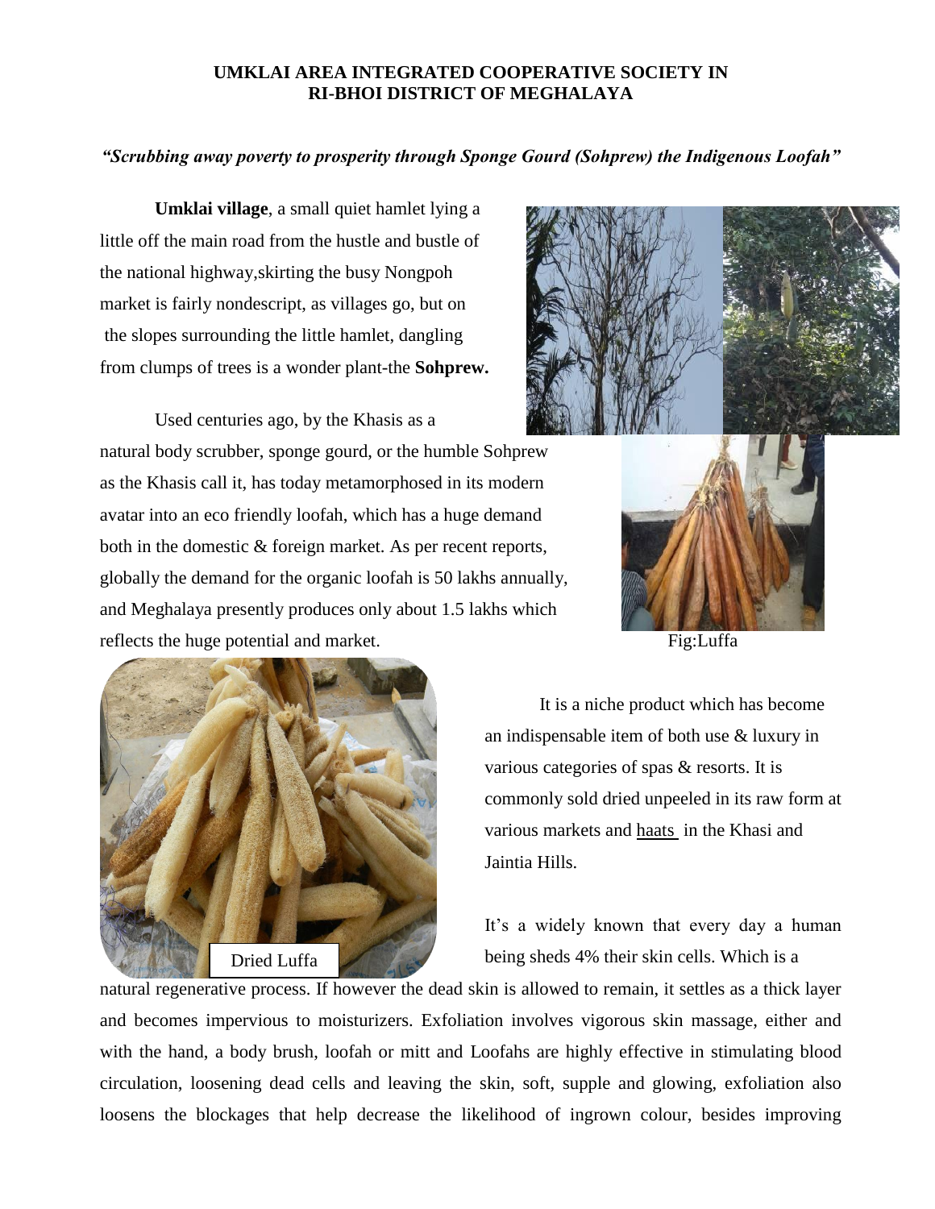# UMKLAI AREA INTEGRATED COOPERATIVE SOCIETY IN RI-BHOI DISTRICT OF MEGHALAYA

***"Scrubbing away poverty to prosperity through Sponge Gourd (Sohprew) the Indigenous Loofah"***

**Umklai village**, a small quiet hamlet lying a little off the main road from the hustle and bustle of the national highway,skirting the busy Nongpoh market is fairly nondescript, as villages go, but on the slopes surrounding the little hamlet, dangling from clumps of trees is a wonder plant-the **Sohprew.**

Used centuries ago, by the Khasis as a natural body scrubber, sponge gourd, or the humble Sohprew as the Khasis call it, has today metamorphosed in its modern avatar into an eco friendly loofah, which has a huge demand both in the domestic & foreign market. As per recent reports, globally the demand for the organic loofah is 50 lakhs annually, and Meghalaya presently produces only about 1.5 lakhs which reflects the huge potential and market.

Fig:Luffa

Dried Luffa

It is a niche product which has become an indispensable item of both use & luxury in various categories of spas & resorts. It is commonly sold dried unpeeled in its raw form at various markets and haats in the Khasi and Jaintia Hills.

It's a widely known that every day a human being sheds 4% their skin cells. Which is a natural regenerative process. If however the dead skin is allowed to remain, it settles as a thick layer and becomes impervious to moisturizers. Exfoliation involves vigorous skin massage, either and with the hand, a body brush, loofah or mitt and Loofahs are highly effective in stimulating blood circulation, loosening dead cells and leaving the skin, soft, supple and glowing, exfoliation also loosens the blockages that help decrease the likelihood of ingrown colour, besides improving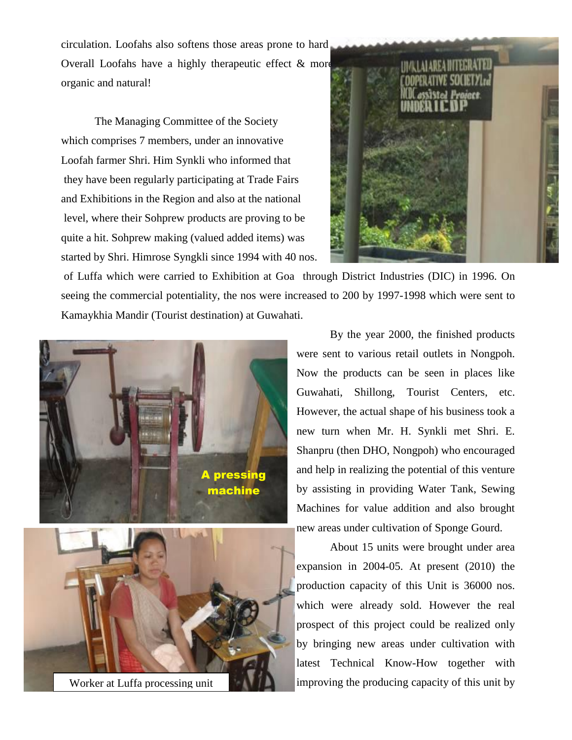circulation. Loofahs also softens those areas prone to hard Overall Loofahs have a highly therapeutic effect & more organic and natural!

The Managing Committee of the Society which comprises 7 members, under an innovative Loofah farmer Shri. Him Synkli who informed that they have been regularly participating at Trade Fairs and Exhibitions in the Region and also at the national level, where their Sohprew products are proving to be quite a hit. Sohprew making (valued added items) was started by Shri. Himrose Syngkli since 1994 with 40 nos. of Luffa which were carried to Exhibition at Goa through District Industries (DIC) in 1996. On seeing the commercial potentiality, the nos were increased to 200 by 1997-1998 which were sent to Kamaykhia Mandir (Tourist destination) at Guwahati.

A pressing machine

Worker at Luffa processing unit

By the year 2000, the finished products were sent to various retail outlets in Nongpoh. Now the products can be seen in places like Guwahati, Shillong, Tourist Centers, etc. However, the actual shape of his business took a new turn when Mr. H. Synkli met Shri. E. Shanpru (then DHO, Nongpoh) who encouraged and help in realizing the potential of this venture by assisting in providing Water Tank, Sewing Machines for value addition and also brought new areas under cultivation of Sponge Gourd.

About 15 units were brought under area expansion in 2004-05. At present (2010) the production capacity of this Unit is 36000 nos. which were already sold. However the real prospect of this project could be realized only by bringing new areas under cultivation with latest Technical Know-How together with improving the producing capacity of this unit by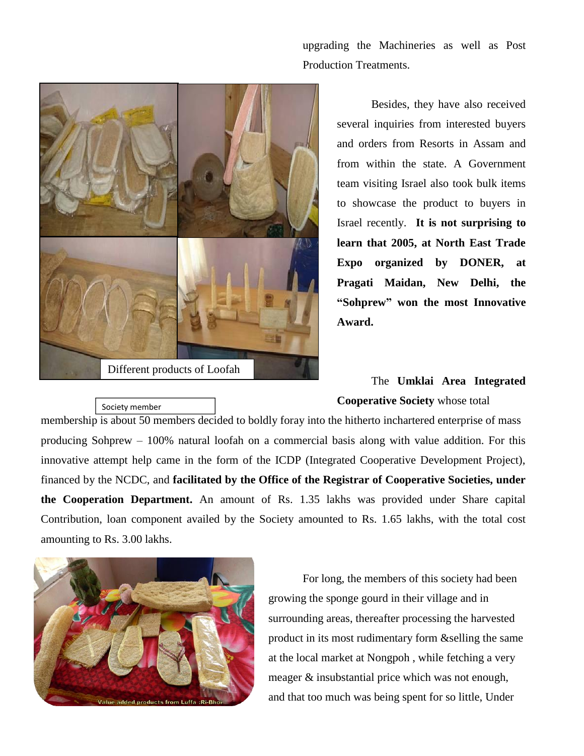upgrading the Machineries as well as Post Production Treatments.

Different products of Loofah

Besides, they have also received several inquiries from interested buyers and orders from Resorts in Assam and from within the state. A Government team visiting Israel also took bulk items to showcase the product to buyers in Israel recently. **It is not surprising to learn that 2005, at North East Trade Expo organized by DONER, at Pragati Maidan, New Delhi, the "Sohprew" won the most Innovative Award.**

Society member

The **Umklai Area Integrated Cooperative Society** whose total membership is about 50 members decided to boldly foray into the hitherto inchartered enterprise of mass producing Sohprew – 100% natural loofah on a commercial basis along with value addition. For this innovative attempt help came in the form of the ICDP (Integrated Cooperative Development Project), financed by the NCDC, and **facilitated by the Office of the Registrar of Cooperative Societies, under the Cooperation Department.** An amount of Rs. 1.35 lakhs was provided under Share capital Contribution, loan component availed by the Society amounted to Rs. 1.65 lakhs, with the total cost amounting to Rs. 3.00 lakhs.

Value added products from Luffa :Ri-Bhoi

For long, the members of this society had been growing the sponge gourd in their village and in surrounding areas, thereafter processing the harvested product in its most rudimentary form &selling the same at the local market at Nongpoh , while fetching a very meager & insubstantial price which was not enough, and that too much was being spent for so little, Under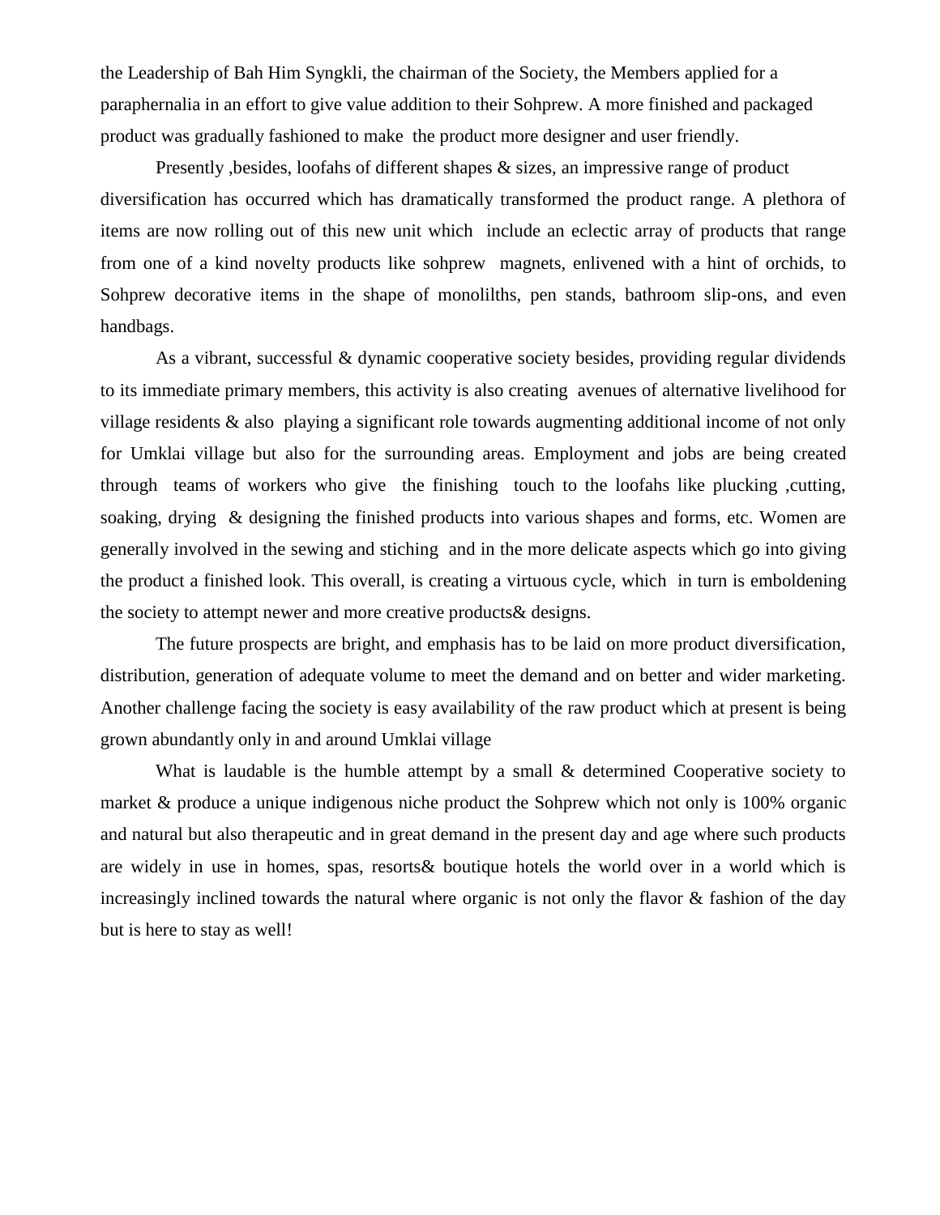the Leadership of Bah Him Syngkli, the chairman of the Society, the Members applied for a paraphernalia in an effort to give value addition to their Sohprew. A more finished and packaged product was gradually fashioned to make the product more designer and user friendly.

Presently ,besides, loofahs of different shapes & sizes, an impressive range of product diversification has occurred which has dramatically transformed the product range. A plethora of items are now rolling out of this new unit which include an eclectic array of products that range from one of a kind novelty products like sohprew magnets, enlivened with a hint of orchids, to Sohprew decorative items in the shape of monolilths, pen stands, bathroom slip-ons, and even handbags.

As a vibrant, successful & dynamic cooperative society besides, providing regular dividends to its immediate primary members, this activity is also creating avenues of alternative livelihood for village residents & also playing a significant role towards augmenting additional income of not only for Umklai village but also for the surrounding areas. Employment and jobs are being created through teams of workers who give the finishing touch to the loofahs like plucking ,cutting, soaking, drying & designing the finished products into various shapes and forms, etc. Women are generally involved in the sewing and stiching and in the more delicate aspects which go into giving the product a finished look. This overall, is creating a virtuous cycle, which in turn is emboldening the society to attempt newer and more creative products& designs.

The future prospects are bright, and emphasis has to be laid on more product diversification, distribution, generation of adequate volume to meet the demand and on better and wider marketing. Another challenge facing the society is easy availability of the raw product which at present is being grown abundantly only in and around Umklai village

What is laudable is the humble attempt by a small & determined Cooperative society to market & produce a unique indigenous niche product the Sohprew which not only is 100% organic and natural but also therapeutic and in great demand in the present day and age where such products are widely in use in homes, spas, resorts& boutique hotels the world over in a world which is increasingly inclined towards the natural where organic is not only the flavor & fashion of the day but is here to stay as well!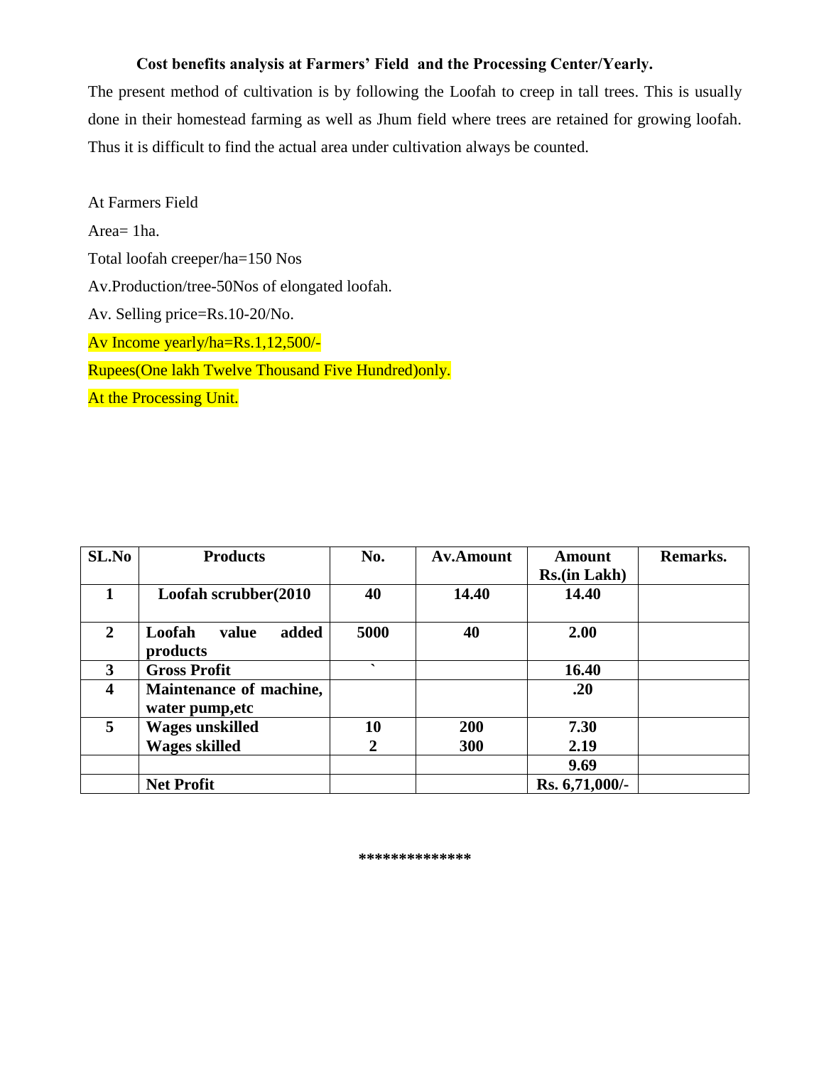**Cost benefits analysis at Farmers' Field and the Processing Center/Yearly.**

The present method of cultivation is by following the Loofah to creep in tall trees. This is usually done in their homestead farming as well as Jhum field where trees are retained for growing loofah. Thus it is difficult to find the actual area under cultivation always be counted.

At Farmers Field

Area= 1ha.

Total loofah creeper/ha=150 Nos

Av.Production/tree-50Nos of elongated loofah.

Av. Selling price=Rs.10-20/No.

Av Income yearly/ha=Rs.1,12,500/-

Rupees(One lakh Twelve Thousand Five Hundred)only.

At the Processing Unit.

| SL.No | Products | No. | Av.Amount | Amount Rs.(in Lakh) | Remarks. |
|---|---|---|---|---|---|
| 1 | Loofah scrubber(2010 | 40 | 14.40 | 14.40 | |
| 2 | Loofah value added products | 5000 | 40 | 2.00 | |
| 3 | Gross Profit | ` | | 16.40 | |
| 4 | Maintenance of machine, water pump,etc | | | .20 | |
| 5 | Wages unskilled<br>Wages skilled | 10<br>2 | 200<br>300 | 7.30<br>2.19 | |
| | | | | 9.69 | |
| | Net Profit | | | Rs. 6,71,000/- | |

**************